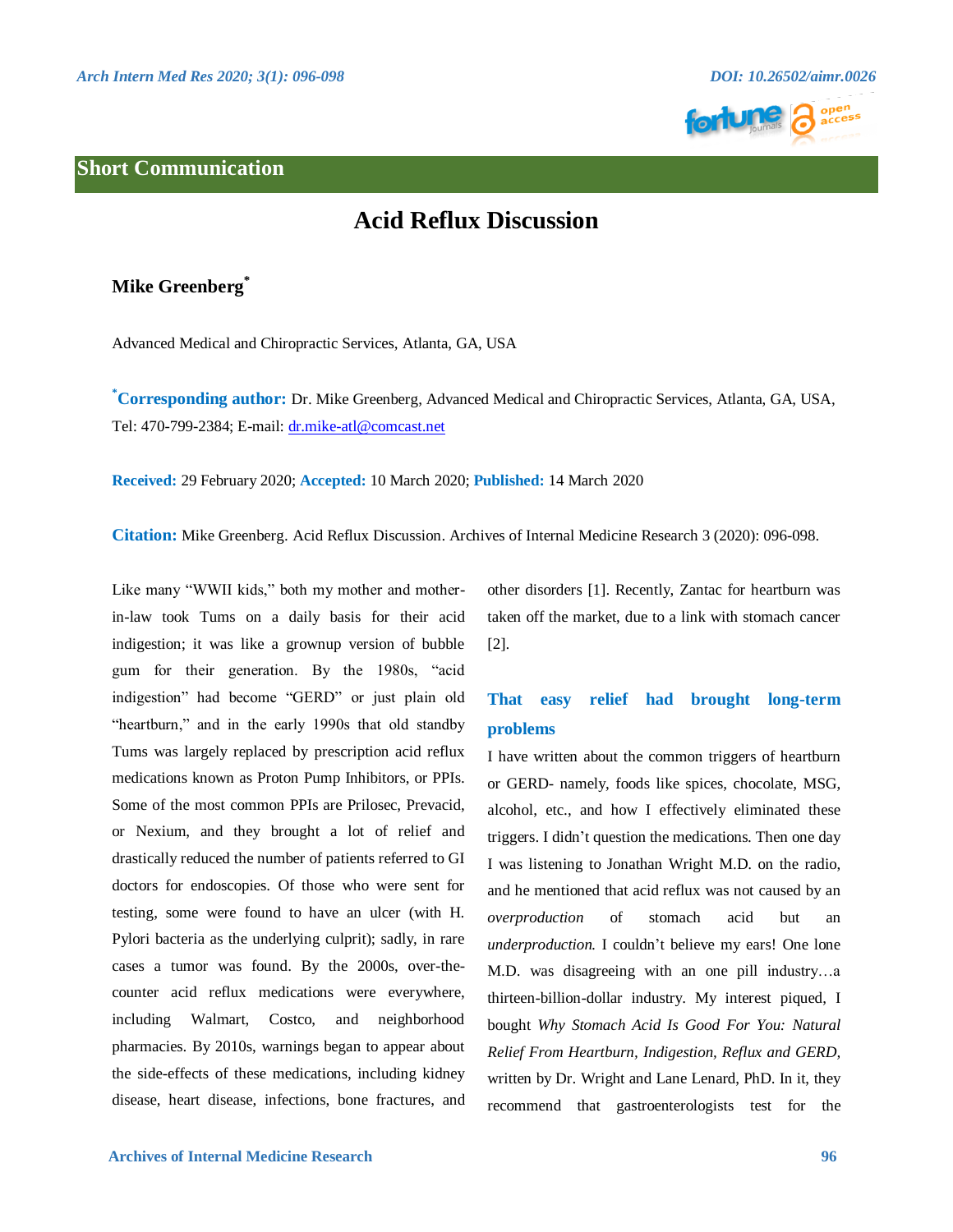Short Communication

# Acid Reflux Discussion

**Mike Greenberg***

Advanced Medical and Chiropractic Services, Atlanta, GA, USA

***Corresponding author:** Dr. Mike Greenberg, Advanced Medical and Chiropractic Services, Atlanta, GA, USA, Tel: 470-799-2384; E-mail: dr.mike-atl@comcast.net

**Received:** 29 February 2020; **Accepted:** 10 March 2020; **Published:** 14 March 2020

**Citation:** Mike Greenberg. Acid Reflux Discussion. Archives of Internal Medicine Research 3 (2020): 096-098.

Like many "WWII kids," both my mother and mother-in-law took Tums on a daily basis for their acid indigestion; it was like a grownup version of bubble gum for their generation. By the 1980s, "acid indigestion" had become "GERD" or just plain old "heartburn," and in the early 1990s that old standby Tums was largely replaced by prescription acid reflux medications known as Proton Pump Inhibitors, or PPIs. Some of the most common PPIs are Prilosec, Prevacid, or Nexium, and they brought a lot of relief and drastically reduced the number of patients referred to GI doctors for endoscopies. Of those who were sent for testing, some were found to have an ulcer (with H. Pylori bacteria as the underlying culprit); sadly, in rare cases a tumor was found. By the 2000s, over-the-counter acid reflux medications were everywhere, including Walmart, Costco, and neighborhood pharmacies. By 2010s, warnings began to appear about the side-effects of these medications, including kidney disease, heart disease, infections, bone fractures, and other disorders [1]. Recently, Zantac for heartburn was taken off the market, due to a link with stomach cancer [2].

## That easy relief had brought long-term problems

I have written about the common triggers of heartburn or GERD- namely, foods like spices, chocolate, MSG, alcohol, etc., and how I effectively eliminated these triggers. I didn't question the medications. Then one day I was listening to Jonathan Wright M.D. on the radio, and he mentioned that acid reflux was not caused by an *overproduction* of stomach acid but an *underproduction*. I couldn't believe my ears! One lone M.D. was disagreeing with an one pill industry…a thirteen-billion-dollar industry. My interest piqued, I bought *Why Stomach Acid Is Good For You: Natural Relief From Heartburn, Indigestion, Reflux and GERD*, written by Dr. Wright and Lane Lenard, PhD. In it, they recommend that gastroenterologists test for the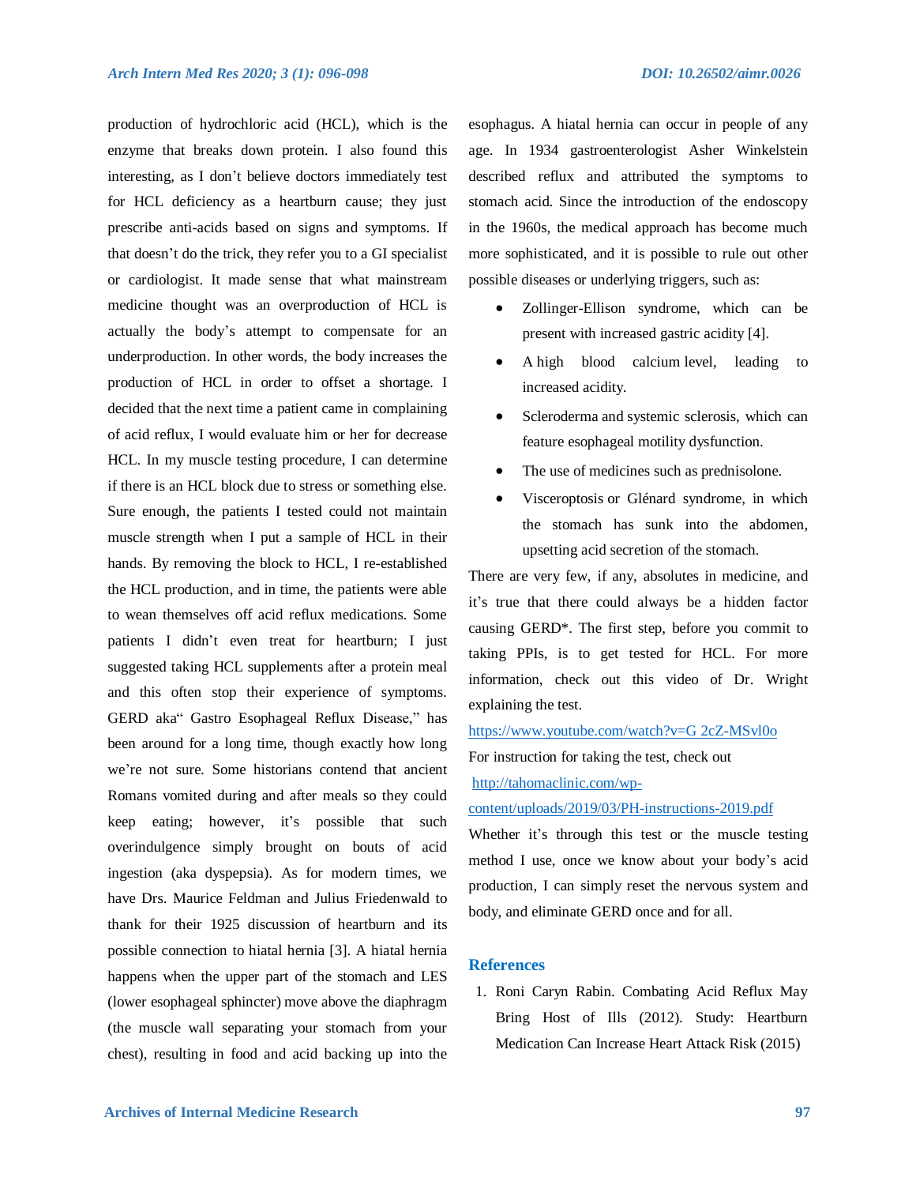production of hydrochloric acid (HCL), which is the enzyme that breaks down protein. I also found this interesting, as I don't believe doctors immediately test for HCL deficiency as a heartburn cause; they just prescribe anti-acids based on signs and symptoms. If that doesn't do the trick, they refer you to a GI specialist or cardiologist. It made sense that what mainstream medicine thought was an overproduction of HCL is actually the body's attempt to compensate for an underproduction. In other words, the body increases the production of HCL in order to offset a shortage. I decided that the next time a patient came in complaining of acid reflux, I would evaluate him or her for decrease HCL. In my muscle testing procedure, I can determine if there is an HCL block due to stress or something else. Sure enough, the patients I tested could not maintain muscle strength when I put a sample of HCL in their hands. By removing the block to HCL, I re-established the HCL production, and in time, the patients were able to wean themselves off acid reflux medications. Some patients I didn't even treat for heartburn; I just suggested taking HCL supplements after a protein meal and this often stop their experience of symptoms. GERD aka" Gastro Esophageal Reflux Disease," has been around for a long time, though exactly how long we're not sure. Some historians contend that ancient Romans vomited during and after meals so they could keep eating; however, it's possible that such overindulgence simply brought on bouts of acid ingestion (aka dyspepsia). As for modern times, we have Drs. Maurice Feldman and Julius Friedenwald to thank for their 1925 discussion of heartburn and its possible connection to hiatal hernia [3]. A hiatal hernia happens when the upper part of the stomach and LES (lower esophageal sphincter) move above the diaphragm (the muscle wall separating your stomach from your chest), resulting in food and acid backing up into the esophagus. A hiatal hernia can occur in people of any age. In 1934 gastroenterologist Asher Winkelstein described reflux and attributed the symptoms to stomach acid. Since the introduction of the endoscopy in the 1960s, the medical approach has become much more sophisticated, and it is possible to rule out other possible diseases or underlying triggers, such as:

- Zollinger-Ellison syndrome, which can be present with increased gastric acidity [4].
- A high blood calcium level, leading to increased acidity.
- Scleroderma and systemic sclerosis, which can feature esophageal motility dysfunction.
- The use of medicines such as prednisolone.
- Visceroptosis or Glénard syndrome, in which the stomach has sunk into the abdomen, upsetting acid secretion of the stomach.

There are very few, if any, absolutes in medicine, and it's true that there could always be a hidden factor causing GERD*. The first step, before you commit to taking PPIs, is to get tested for HCL. For more information, check out this video of Dr. Wright explaining the test.

https://www.youtube.com/watch?v=G 2cZ-MSvl0o

For instruction for taking the test, check out

http://tahomaclinic.com/wp-content/uploads/2019/03/PH-instructions-2019.pdf

Whether it's through this test or the muscle testing method I use, once we know about your body's acid production, I can simply reset the nervous system and body, and eliminate GERD once and for all.

## References

1. Roni Caryn Rabin. Combating Acid Reflux May Bring Host of Ills (2012). Study: Heartburn Medication Can Increase Heart Attack Risk (2015)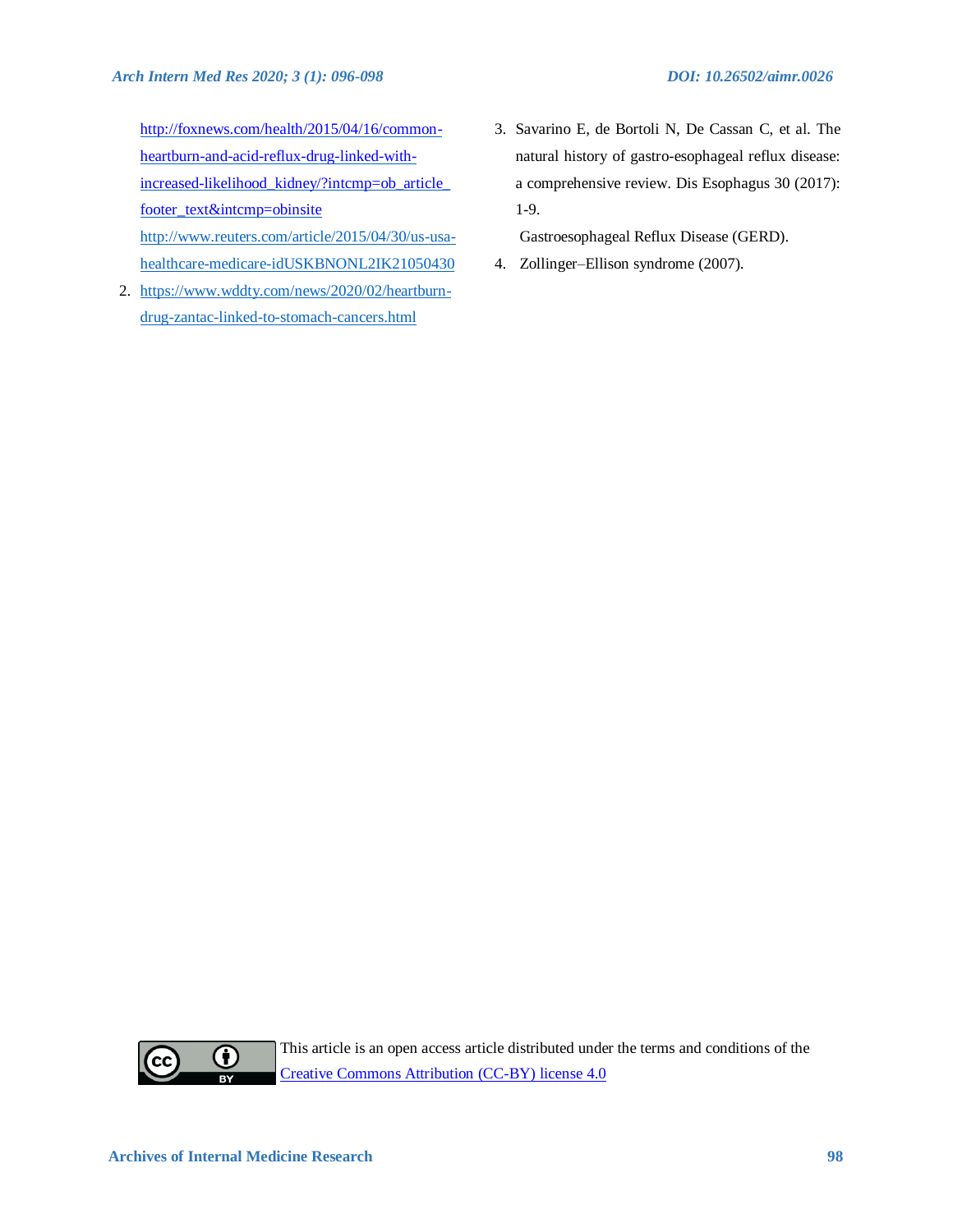http://foxnews.com/health/2015/04/16/common-heartburn-and-acid-reflux-drug-linked-with-increased-likelihood_kidney/?intcmp=ob_article_footer_text&intcmp=obinsite
http://www.reuters.com/article/2015/04/30/us-usa-healthcare-medicare-idUSKBNONL2IK21050430

2. https://www.wddty.com/news/2020/02/heartburn-drug-zantac-linked-to-stomach-cancers.html
3. Savarino E, de Bortoli N, De Cassan C, et al. The natural history of gastro-esophageal reflux disease: a comprehensive review. Dis Esophagus 30 (2017): 1-9.
   Gastroesophageal Reflux Disease (GERD).
4. Zollinger–Ellison syndrome (2007).

This article is an open access article distributed under the terms and conditions of the Creative Commons Attribution (CC-BY) license 4.0